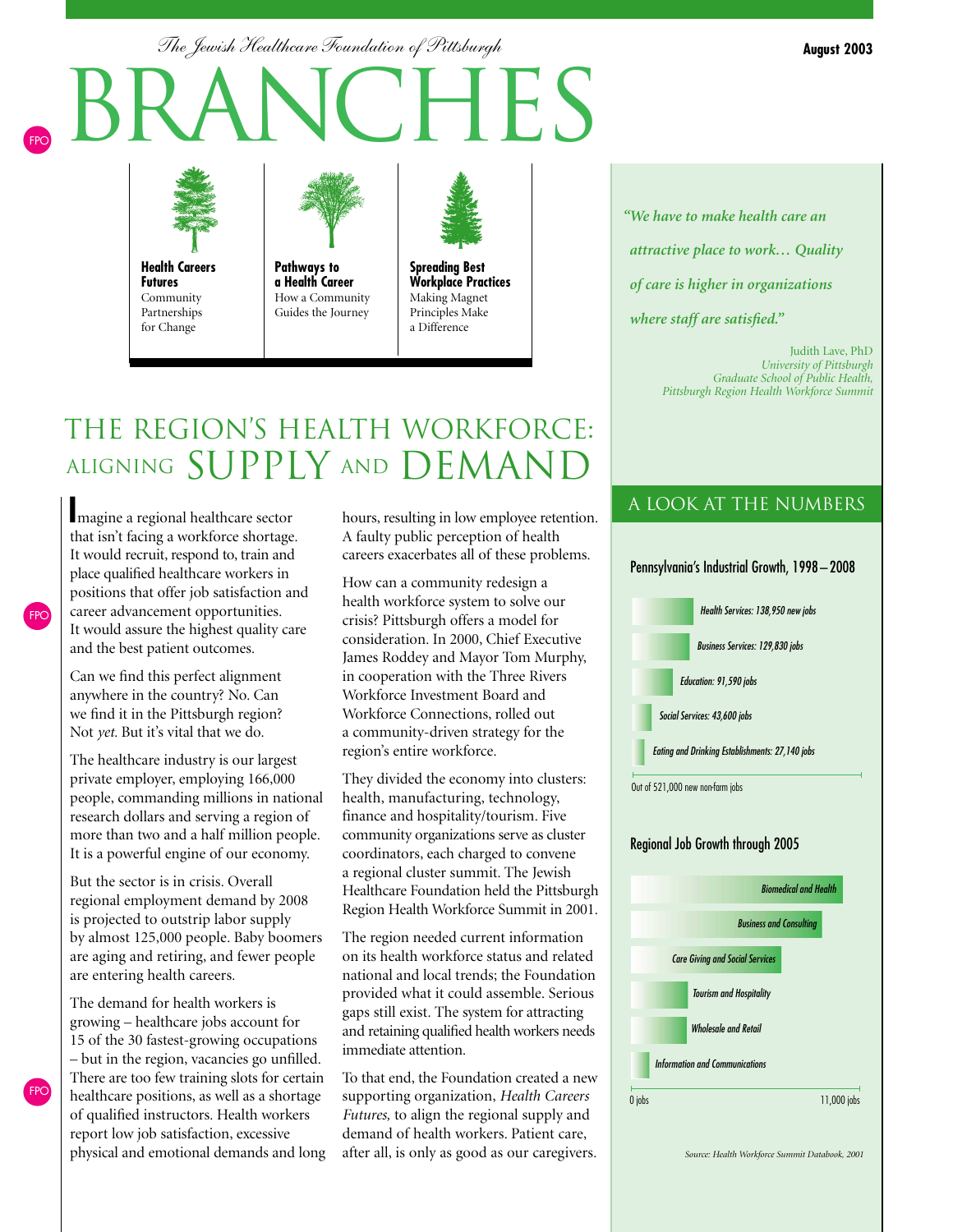*The Jewish Healthcare Foundation of Pittsburgh*

# BRANCHES

August 2003

**Health Careers Futures**
Community Partnerships for Change

**Pathways to a Health Career**
How a Community Guides the Journey

**Spreading Best Workplace Practices**
Making Magnet Principles Make a Difference

> *"We have to make health care an attractive place to work… Quality of care is higher in organizations where staff are satisfied."*
>
> Judith Lave, PhD
> *University of Pittsburgh Graduate School of Public Health, Pittsburgh Region Health Workforce Summit*

## THE REGION'S HEALTH WORKFORCE: ALIGNING SUPPLY AND DEMAND

Imagine a regional healthcare sector that isn't facing a workforce shortage. It would recruit, respond to, train and place qualified healthcare workers in positions that offer job satisfaction and career advancement opportunities. It would assure the highest quality care and the best patient outcomes.

Can we find this perfect alignment anywhere in the country? No. Can we find it in the Pittsburgh region? Not *yet*. But it's vital that we do.

The healthcare industry is our largest private employer, employing 166,000 people, commanding millions in national research dollars and serving a region of more than two and a half million people. It is a powerful engine of our economy.

But the sector is in crisis. Overall regional employment demand by 2008 is projected to outstrip labor supply by almost 125,000 people. Baby boomers are aging and retiring, and fewer people are entering health careers.

The demand for health workers is growing – healthcare jobs account for 15 of the 30 fastest-growing occupations – but in the region, vacancies go unfilled. There are too few training slots for certain healthcare positions, as well as a shortage of qualified instructors. Health workers report low job satisfaction, excessive physical and emotional demands and long hours, resulting in low employee retention. A faulty public perception of health careers exacerbates all of these problems.

How can a community redesign a health workforce system to solve our crisis? Pittsburgh offers a model for consideration. In 2000, Chief Executive James Roddey and Mayor Tom Murphy, in cooperation with the Three Rivers Workforce Investment Board and Workforce Connections, rolled out a community-driven strategy for the region's entire workforce.

They divided the economy into clusters: health, manufacturing, technology, finance and hospitality/tourism. Five community organizations serve as cluster coordinators, each charged to convene a regional cluster summit. The Jewish Healthcare Foundation held the Pittsburgh Region Health Workforce Summit in 2001.

The region needed current information on its health workforce status and related national and local trends; the Foundation provided what it could assemble. Serious gaps still exist. The system for attracting and retaining qualified health workers needs immediate attention.

To that end, the Foundation created a new supporting organization, *Health Careers Futures,* to align the regional supply and demand of health workers. Patient care, after all, is only as good as our caregivers.

## A LOOK AT THE NUMBERS

### Pennsylvania's Industrial Growth, 1998 – 2008

- *Health Services: 138,950 new jobs*
- *Business Services: 129,830 jobs*
- *Education: 91,590 jobs*
- *Social Services: 43,600 jobs*
- *Eating and Drinking Establishments: 27,140 jobs*

Out of 521,000 new non-farm jobs

### Regional Job Growth through 2005

- *Biomedical and Health*
- *Business and Consulting*
- *Care Giving and Social Services*
- *Tourism and Hospitality*
- *Wholesale and Retail*
- *Information and Communications*

0 jobs — 11,000 jobs

*Source: Health Workforce Summit Databook, 2001*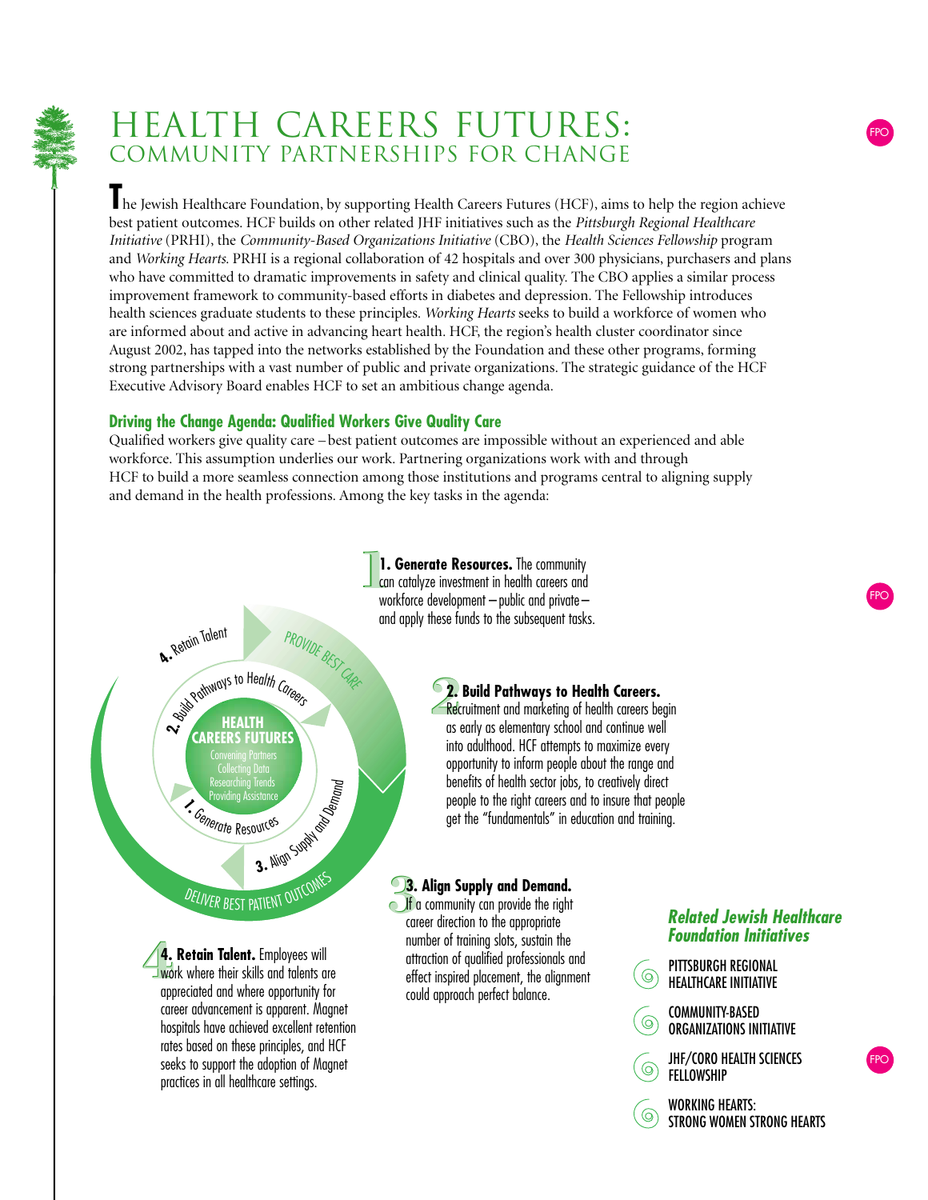# HEALTH CAREERS FUTURES:
## COMMUNITY PARTNERSHIPS FOR CHANGE

The Jewish Healthcare Foundation, by supporting Health Careers Futures (HCF), aims to help the region achieve best patient outcomes. HCF builds on other related JHF initiatives such as the *Pittsburgh Regional Healthcare Initiative* (PRHI), the *Community-Based Organizations Initiative* (CBO), the *Health Sciences Fellowship* program and *Working Hearts*. PRHI is a regional collaboration of 42 hospitals and over 300 physicians, purchasers and plans who have committed to dramatic improvements in safety and clinical quality. The CBO applies a similar process improvement framework to community-based efforts in diabetes and depression. The Fellowship introduces health sciences graduate students to these principles. *Working Hearts* seeks to build a workforce of women who are informed about and active in advancing heart health. HCF, the region's health cluster coordinator since August 2002, has tapped into the networks established by the Foundation and these other programs, forming strong partnerships with a vast number of public and private organizations. The strategic guidance of the HCF Executive Advisory Board enables HCF to set an ambitious change agenda.

### Driving the Change Agenda: Qualified Workers Give Quality Care

Qualified workers give quality care – best patient outcomes are impossible without an experienced and able workforce. This assumption underlies our work. Partnering organizations work with and through HCF to build a more seamless connection among those institutions and programs central to aligning supply and demand in the health professions. Among the key tasks in the agenda:

**HEALTH CAREERS FUTURES**
Convening Partners
Collecting Data
Researching Trends
Providing Assistance

1. Generate Resources
2. Build Pathways to Health Careers
3. Align Supply and Demand
4. Retain Talent

PROVIDE BEST CARE

DELIVER BEST PATIENT OUTCOMES

**1. Generate Resources.** The community can catalyze investment in health careers and workforce development – public and private – and apply these funds to the subsequent tasks.

**2. Build Pathways to Health Careers.** Recruitment and marketing of health careers begin as early as elementary school and continue well into adulthood. HCF attempts to maximize every opportunity to inform people about the range and benefits of health sector jobs, to creatively direct people to the right careers and to insure that people get the "fundamentals" in education and training.

**3. Align Supply and Demand.** If a community can provide the right career direction to the appropriate number of training slots, sustain the attraction of qualified professionals and effect inspired placement, the alignment could approach perfect balance.

**4. Retain Talent.** Employees will work where their skills and talents are appreciated and where opportunity for career advancement is apparent. Magnet hospitals have achieved excellent retention rates based on these principles, and HCF seeks to support the adoption of Magnet practices in all healthcare settings.

### Related Jewish Healthcare Foundation Initiatives

- PITTSBURGH REGIONAL HEALTHCARE INITIATIVE
- COMMUNITY-BASED ORGANIZATIONS INITIATIVE
- JHF/CORO HEALTH SCIENCES FELLOWSHIP
- WORKING HEARTS: STRONG WOMEN STRONG HEARTS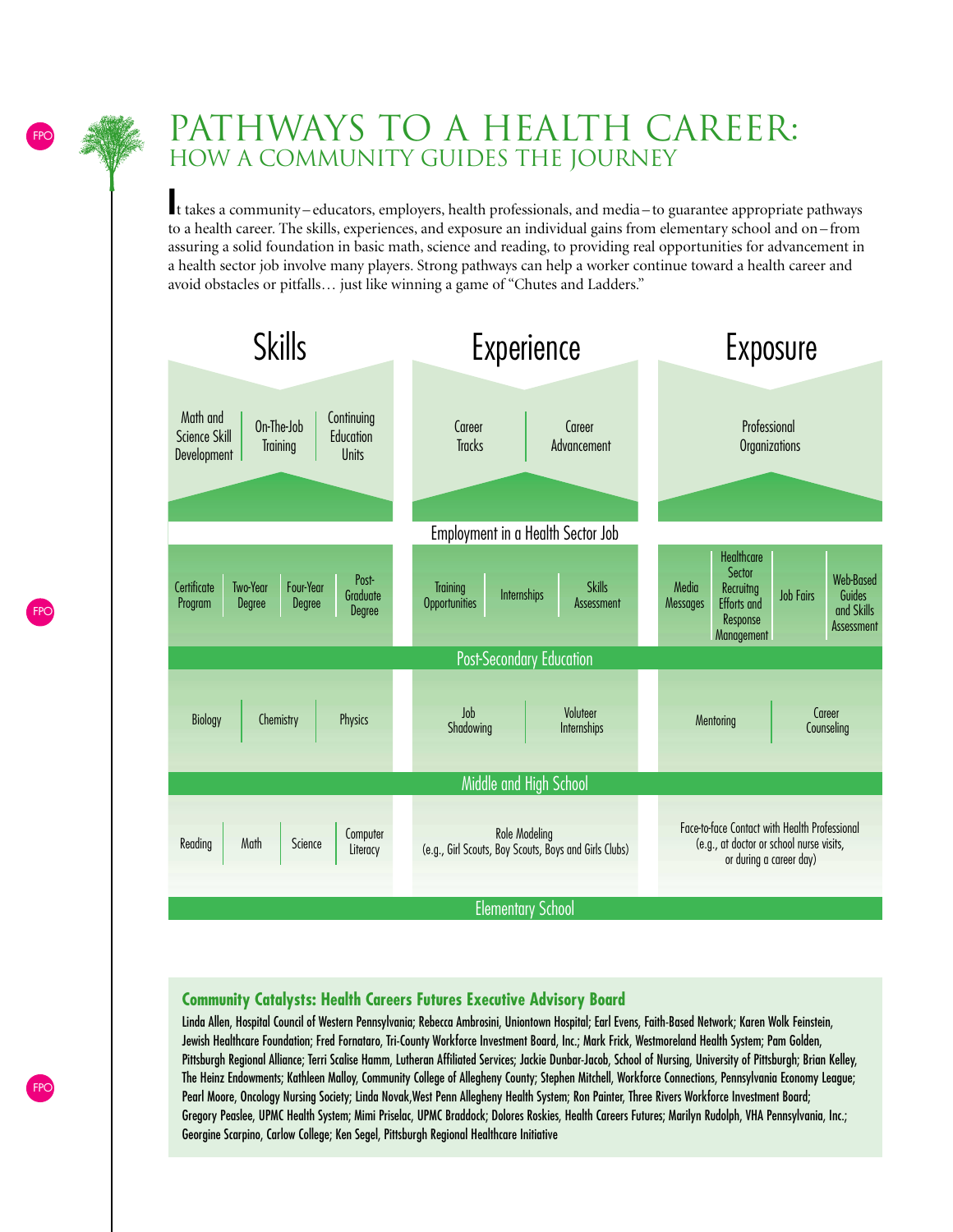# PATHWAYS TO A HEALTH CAREER:
## HOW A COMMUNITY GUIDES THE JOURNEY

It takes a community – educators, employers, health professionals, and media – to guarantee appropriate pathways to a health career. The skills, experiences, and exposure an individual gains from elementary school and on – from assuring a solid foundation in basic math, science and reading, to providing real opportunities for advancement in a health sector job involve many players. Strong pathways can help a worker continue toward a health career and avoid obstacles or pitfalls… just like winning a game of "Chutes and Ladders."

| Stage | Skills | Experience | Exposure |
|---|---|---|---|
| Employment in a Health Sector Job | Math and Science Skill Development; On-The-Job Training; Continuing Education Units | Career Tracks; Career Advancement | Professional Organizations |
| Post-Secondary Education | Certificate Program; Two-Year Degree; Four-Year Degree; Post-Graduate Degree | Training Opportunities; Internships; Skills Assessment | Media Messages; Healthcare Sector Recruitng Efforts and Response Management; Job Fairs; Web-Based Guides and Skills Assessment |
| Middle and High School | Biology; Chemistry; Physics | Job Shadowing; Voluteer Internships | Mentoring; Career Counseling |
| Elementary School | Reading; Math; Science; Computer Literacy | Role Modeling (e.g., Girl Scouts, Boy Scouts, Boys and Girls Clubs) | Face-to-face Contact with Health Professional (e.g., at doctor or school nurse visits, or during a career day) |

**Community Catalysts: Health Careers Futures Executive Advisory Board**

Linda Allen, Hospital Council of Western Pennsylvania; Rebecca Ambrosini, Uniontown Hospital; Earl Evens, Faith-Based Network; Karen Wolk Feinstein, Jewish Healthcare Foundation; Fred Fornataro, Tri-County Workforce Investment Board, Inc.; Mark Frick, Westmoreland Health System; Pam Golden, Pittsburgh Regional Alliance; Terri Scalise Hamm, Lutheran Affiliated Services; Jackie Dunbar-Jacob, School of Nursing, University of Pittsburgh; Brian Kelley, The Heinz Endowments; Kathleen Malloy, Community College of Allegheny County; Stephen Mitchell, Workforce Connections, Pennsylvania Economy League; Pearl Moore, Oncology Nursing Society; Linda Novak,West Penn Allegheny Health System; Ron Painter, Three Rivers Workforce Investment Board; Gregory Peaslee, UPMC Health System; Mimi Priselac, UPMC Braddock; Dolores Roskies, Health Careers Futures; Marilyn Rudolph, VHA Pennsylvania, Inc.; Georgine Scarpino, Carlow College; Ken Segel, Pittsburgh Regional Healthcare Initiative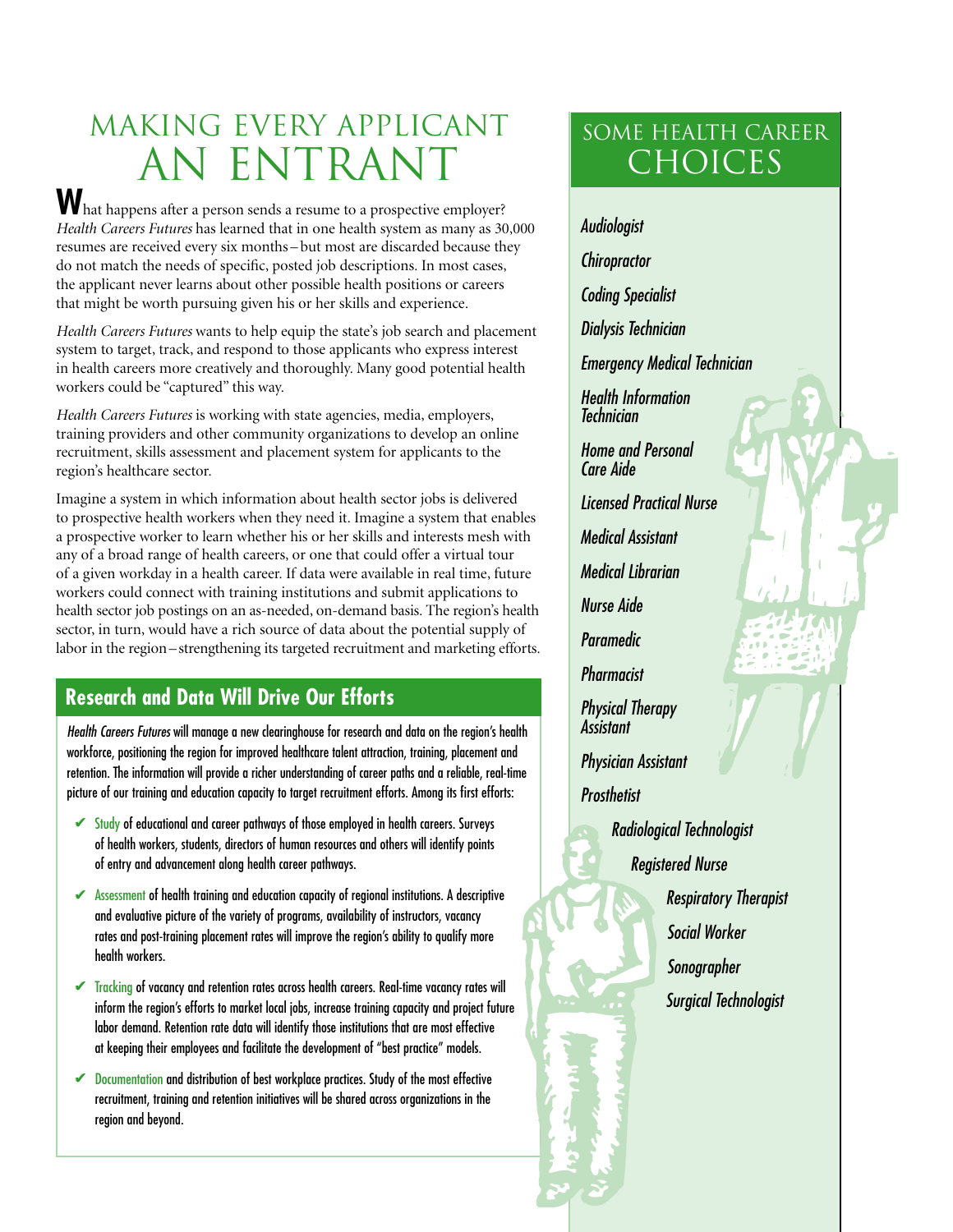# MAKING EVERY APPLICANT AN ENTRANT

What happens after a person sends a resume to a prospective employer? *Health Careers Futures* has learned that in one health system as many as 30,000 resumes are received every six months – but most are discarded because they do not match the needs of specific, posted job descriptions. In most cases, the applicant never learns about other possible health positions or careers that might be worth pursuing given his or her skills and experience.

*Health Careers Futures* wants to help equip the state's job search and placement system to target, track, and respond to those applicants who express interest in health careers more creatively and thoroughly. Many good potential health workers could be "captured" this way.

*Health Careers Futures* is working with state agencies, media, employers, training providers and other community organizations to develop an online recruitment, skills assessment and placement system for applicants to the region's healthcare sector.

Imagine a system in which information about health sector jobs is delivered to prospective health workers when they need it. Imagine a system that enables a prospective worker to learn whether his or her skills and interests mesh with any of a broad range of health careers, or one that could offer a virtual tour of a given workday in a health career. If data were available in real time, future workers could connect with training institutions and submit applications to health sector job postings on an as-needed, on-demand basis. The region's health sector, in turn, would have a rich source of data about the potential supply of labor in the region – strengthening its targeted recruitment and marketing efforts.

## Research and Data Will Drive Our Efforts

*Health Careers Futures* will manage a new clearinghouse for research and data on the region's health workforce, positioning the region for improved healthcare talent attraction, training, placement and retention. The information will provide a richer understanding of career paths and a reliable, real-time picture of our training and education capacity to target recruitment efforts. Among its first efforts:

- ✔ Study of educational and career pathways of those employed in health careers. Surveys of health workers, students, directors of human resources and others will identify points of entry and advancement along health career pathways.
- ✔ Assessment of health training and education capacity of regional institutions. A descriptive and evaluative picture of the variety of programs, availability of instructors, vacancy rates and post-training placement rates will improve the region's ability to qualify more health workers.
- ✔ Tracking of vacancy and retention rates across health careers. Real-time vacancy rates will inform the region's efforts to market local jobs, increase training capacity and project future labor demand. Retention rate data will identify those institutions that are most effective at keeping their employees and facilitate the development of "best practice" models.
- ✔ Documentation and distribution of best workplace practices. Study of the most effective recruitment, training and retention initiatives will be shared across organizations in the region and beyond.

## SOME HEALTH CAREER CHOICES

*Audiologist*

*Chiropractor*

*Coding Specialist*

*Dialysis Technician*

*Emergency Medical Technician*

*Health Information Technician*

*Home and Personal Care Aide*

*Licensed Practical Nurse*

*Medical Assistant*

*Medical Librarian*

*Nurse Aide*

*Paramedic*

*Pharmacist*

*Physical Therapy Assistant*

*Physician Assistant*

*Prosthetist*

*Radiological Technologist*

*Registered Nurse*

*Respiratory Therapist*

*Social Worker*

*Sonographer*

*Surgical Technologist*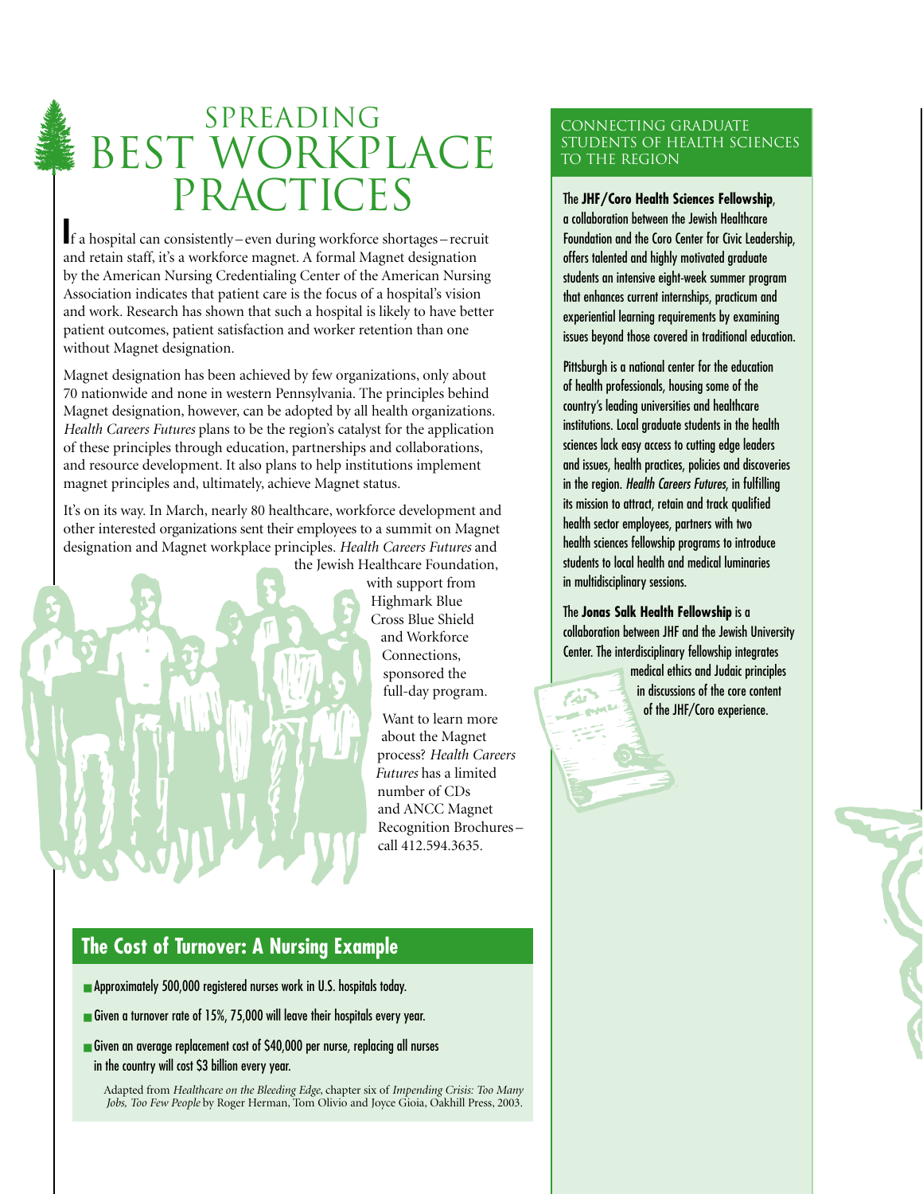# SPREADING BEST WORKPLACE PRACTICES

If a hospital can consistently – even during workforce shortages – recruit and retain staff, it's a workforce magnet. A formal Magnet designation by the American Nursing Credentialing Center of the American Nursing Association indicates that patient care is the focus of a hospital's vision and work. Research has shown that such a hospital is likely to have better patient outcomes, patient satisfaction and worker retention than one without Magnet designation.

Magnet designation has been achieved by few organizations, only about 70 nationwide and none in western Pennsylvania. The principles behind Magnet designation, however, can be adopted by all health organizations. *Health Careers Futures* plans to be the region's catalyst for the application of these principles through education, partnerships and collaborations, and resource development. It also plans to help institutions implement magnet principles and, ultimately, achieve Magnet status.

It's on its way. In March, nearly 80 healthcare, workforce development and other interested organizations sent their employees to a summit on Magnet designation and Magnet workplace principles. *Health Careers Futures* and the Jewish Healthcare Foundation, with support from Highmark Blue Cross Blue Shield and Workforce Connections, sponsored the full-day program.

Want to learn more about the Magnet process? *Health Careers Futures* has a limited number of CDs and ANCC Magnet Recognition Brochures – call 412.594.3635.

## The Cost of Turnover: A Nursing Example

- Approximately 500,000 registered nurses work in U.S. hospitals today.
- Given a turnover rate of 15%, 75,000 will leave their hospitals every year.
- Given an average replacement cost of $40,000 per nurse, replacing all nurses in the country will cost $3 billion every year.

Adapted from *Healthcare on the Bleeding Edge*, chapter six of *Impending Crisis: Too Many Jobs, Too Few People* by Roger Herman, Tom Olivio and Joyce Gioia, Oakhill Press, 2003.

## CONNECTING GRADUATE STUDENTS OF HEALTH SCIENCES TO THE REGION

The **JHF/Coro Health Sciences Fellowship**, a collaboration between the Jewish Healthcare Foundation and the Coro Center for Civic Leadership, offers talented and highly motivated graduate students an intensive eight-week summer program that enhances current internships, practicum and experiential learning requirements by examining issues beyond those covered in traditional education.

Pittsburgh is a national center for the education of health professionals, housing some of the country's leading universities and healthcare institutions. Local graduate students in the health sciences lack easy access to cutting edge leaders and issues, health practices, policies and discoveries in the region. *Health Careers Futures*, in fulfilling its mission to attract, retain and track qualified health sector employees, partners with two health sciences fellowship programs to introduce students to local health and medical luminaries in multidisciplinary sessions.

The **Jonas Salk Health Fellowship** is a collaboration between JHF and the Jewish University Center. The interdisciplinary fellowship integrates medical ethics and Judaic principles in discussions of the core content of the JHF/Coro experience.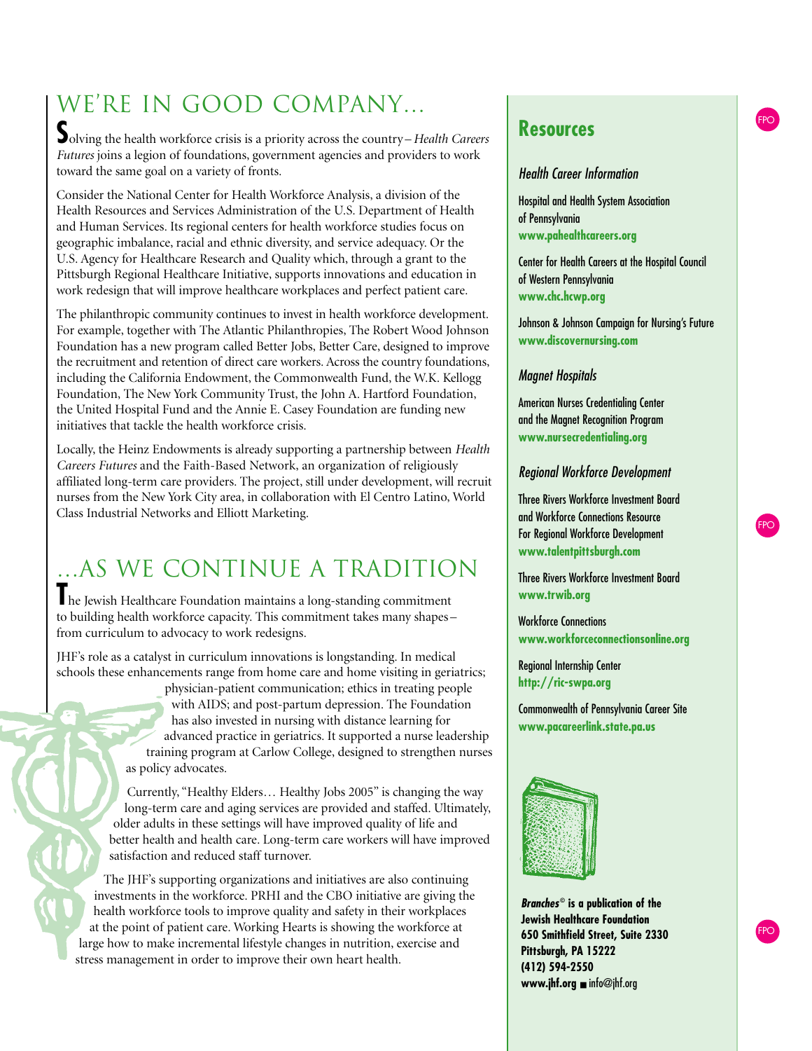# WE'RE IN GOOD COMPANY...

Solving the health workforce crisis is a priority across the country – *Health Careers Futures* joins a legion of foundations, government agencies and providers to work toward the same goal on a variety of fronts.

Consider the National Center for Health Workforce Analysis, a division of the Health Resources and Services Administration of the U.S. Department of Health and Human Services. Its regional centers for health workforce studies focus on geographic imbalance, racial and ethnic diversity, and service adequacy. Or the U.S. Agency for Healthcare Research and Quality which, through a grant to the Pittsburgh Regional Healthcare Initiative, supports innovations and education in work redesign that will improve healthcare workplaces and perfect patient care.

The philanthropic community continues to invest in health workforce development. For example, together with The Atlantic Philanthropies, The Robert Wood Johnson Foundation has a new program called Better Jobs, Better Care, designed to improve the recruitment and retention of direct care workers. Across the country foundations, including the California Endowment, the Commonwealth Fund, the W.K. Kellogg Foundation, The New York Community Trust, the John A. Hartford Foundation, the United Hospital Fund and the Annie E. Casey Foundation are funding new initiatives that tackle the health workforce crisis.

Locally, the Heinz Endowments is already supporting a partnership between *Health Careers Futures* and the Faith-Based Network, an organization of religiously affiliated long-term care providers. The project, still under development, will recruit nurses from the New York City area, in collaboration with El Centro Latino, World Class Industrial Networks and Elliott Marketing.

# ...AS WE CONTINUE A TRADITION

The Jewish Healthcare Foundation maintains a long-standing commitment to building health workforce capacity. This commitment takes many shapes – from curriculum to advocacy to work redesigns.

JHF's role as a catalyst in curriculum innovations is longstanding. In medical schools these enhancements range from home care and home visiting in geriatrics; physician-patient communication; ethics in treating people with AIDS; and post-partum depression. The Foundation has also invested in nursing with distance learning for advanced practice in geriatrics. It supported a nurse leadership training program at Carlow College, designed to strengthen nurses as policy advocates.

Currently, "Healthy Elders… Healthy Jobs 2005" is changing the way long-term care and aging services are provided and staffed. Ultimately, older adults in these settings will have improved quality of life and better health and health care. Long-term care workers will have improved satisfaction and reduced staff turnover.

The JHF's supporting organizations and initiatives are also continuing investments in the workforce. PRHI and the CBO initiative are giving the health workforce tools to improve quality and safety in their workplaces at the point of patient care. Working Hearts is showing the workforce at large how to make incremental lifestyle changes in nutrition, exercise and stress management in order to improve their own heart health.

## Resources

### *Health Career Information*

Hospital and Health System Association of Pennsylvania
**www.pahealthcareers.org**

Center for Health Careers at the Hospital Council of Western Pennsylvania
**www.chc.hcwp.org**

Johnson & Johnson Campaign for Nursing's Future
**www.discovernursing.com**

### *Magnet Hospitals*

American Nurses Credentialing Center and the Magnet Recognition Program
**www.nursecredentialing.org**

### *Regional Workforce Development*

Three Rivers Workforce Investment Board and Workforce Connections Resource For Regional Workforce Development
**www.talentpittsburgh.com**

Three Rivers Workforce Investment Board
**www.trwib.org**

Workforce Connections
**www.workforceconnectionsonline.org**

Regional Internship Center
**http://ric-swpa.org**

Commonwealth of Pennsylvania Career Site
**www.pacareerlink.state.pa.us**

***Branches*© is a publication of the Jewish Healthcare Foundation**
**650 Smithfield Street, Suite 2330**
**Pittsburgh, PA 15222**
**(412) 594-2550**
**www.jhf.org** ■ info@jhf.org